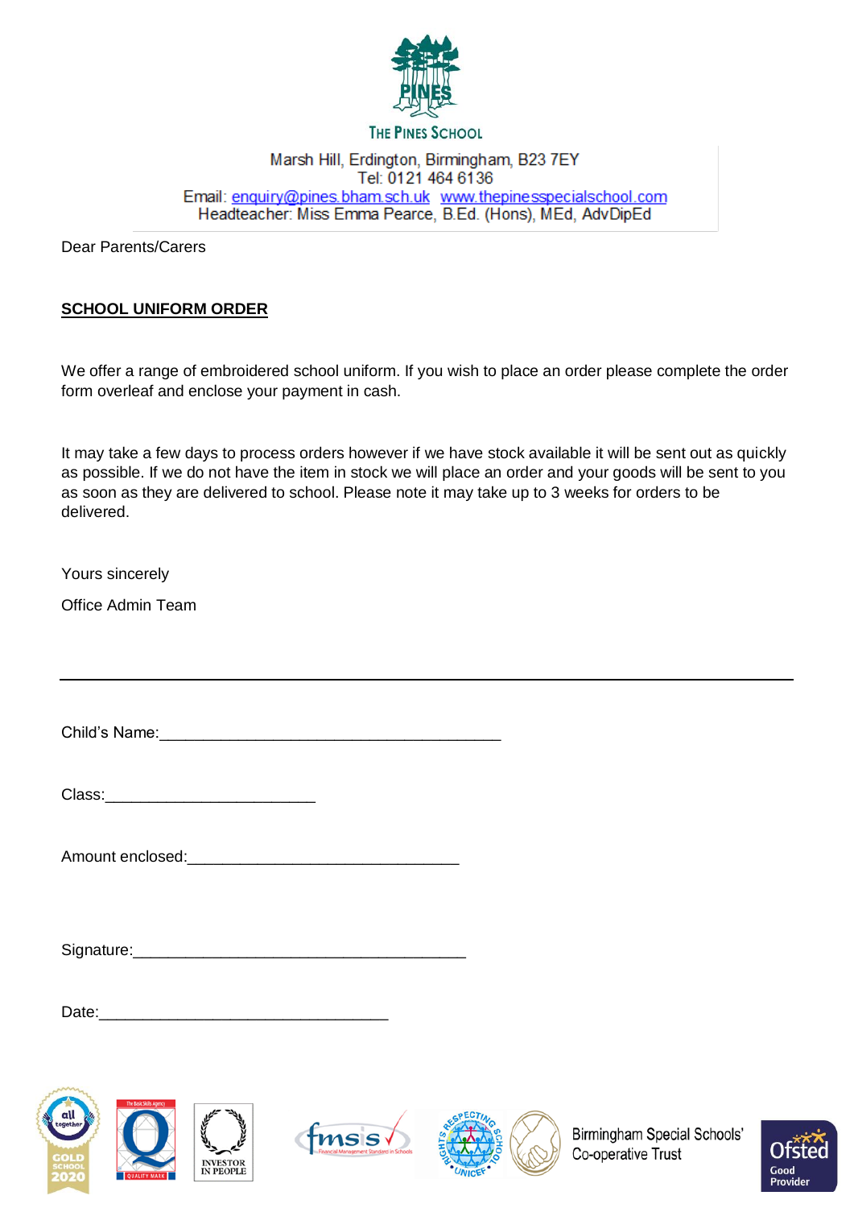THE PINES SCHOOL

Marsh Hill, Erdington, Birmingham, B23 7EY
Tel: 0121 464 6136
Email: enquiry@pines.bham.sch.uk  www.thepinesspecialschool.com
Headteacher: Miss Emma Pearce, B.Ed. (Hons), MEd, AdvDipEd

Dear Parents/Carers

**SCHOOL UNIFORM ORDER**

We offer a range of embroidered school uniform. If you wish to place an order please complete the order form overleaf and enclose your payment in cash.

It may take a few days to process orders however if we have stock available it will be sent out as quickly as possible. If we do not have the item in stock we will place an order and your goods will be sent to you as soon as they are delivered to school. Please note it may take up to 3 weeks for orders to be delivered.

Yours sincerely

Office Admin Team

---

Child's Name:________________________________________

Class:________________________

Amount enclosed:_______________________________

Signature:______________________________________

Date:_________________________________

Birmingham Special Schools' Co-operative Trust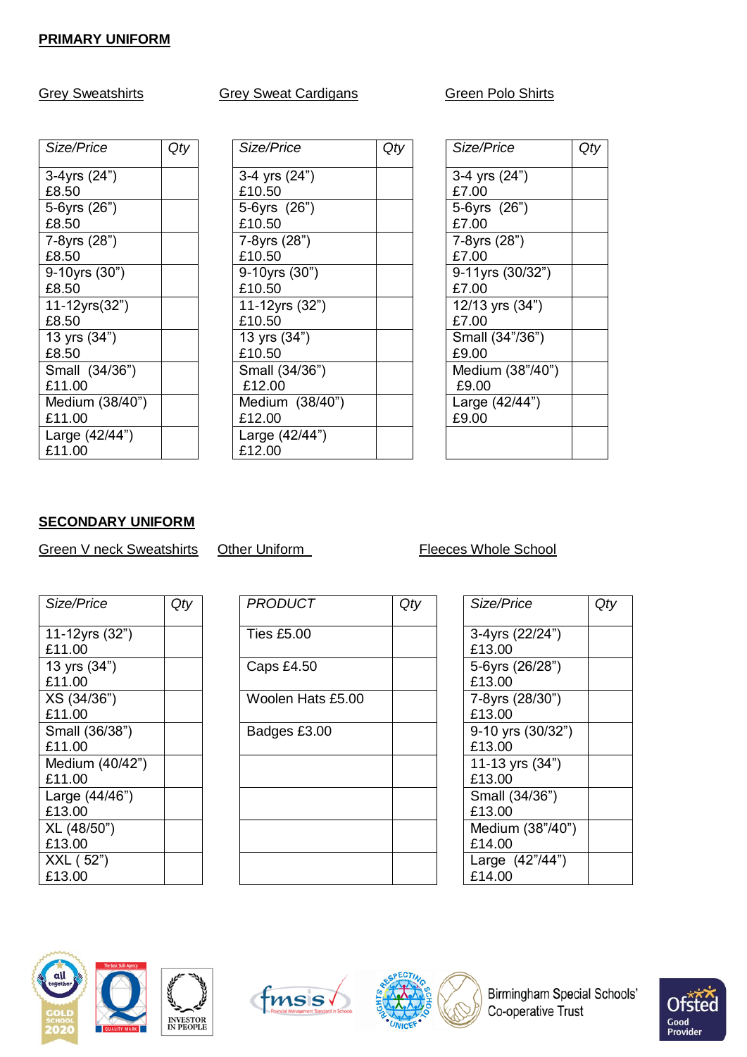**PRIMARY UNIFORM**

Grey Sweatshirts

| *Size/Price* | *Qty* |
|---|---|
| 3-4yrs (24") £8.50 | |
| 5-6yrs (26") £8.50 | |
| 7-8yrs (28") £8.50 | |
| 9-10yrs (30") £8.50 | |
| 11-12yrs(32") £8.50 | |
| 13 yrs (34") £8.50 | |
| Small (34/36") £11.00 | |
| Medium (38/40") £11.00 | |
| Large (42/44") £11.00 | |

Grey Sweat Cardigans

| *Size/Price* | *Qty* |
|---|---|
| 3-4 yrs (24") £10.50 | |
| 5-6yrs (26") £10.50 | |
| 7-8yrs (28") £10.50 | |
| 9-10yrs (30") £10.50 | |
| 11-12yrs (32") £10.50 | |
| 13 yrs (34") £10.50 | |
| Small (34/36") £12.00 | |
| Medium (38/40") £12.00 | |
| Large (42/44") £12.00 | |

Green Polo Shirts

| *Size/Price* | *Qty* |
|---|---|
| 3-4 yrs (24") £7.00 | |
| 5-6yrs (26") £7.00 | |
| 7-8yrs (28") £7.00 | |
| 9-11yrs (30/32") £7.00 | |
| 12/13 yrs (34") £7.00 | |
| Small (34"/36") £9.00 | |
| Medium (38"/40") £9.00 | |
| Large (42/44") £9.00 | |
| | |

**SECONDARY UNIFORM**

Green V neck Sweatshirts

| *Size/Price* | *Qty* |
|---|---|
| 11-12yrs (32") £11.00 | |
| 13 yrs (34") £11.00 | |
| XS (34/36") £11.00 | |
| Small (36/38") £11.00 | |
| Medium (40/42") £11.00 | |
| Large (44/46") £13.00 | |
| XL (48/50") £13.00 | |
| XXL ( 52") £13.00 | |

Other Uniform

| *PRODUCT* | *Qty* |
|---|---|
| Ties £5.00 | |
| Caps £4.50 | |
| Woolen Hats £5.00 | |
| Badges £3.00 | |
| | |
| | |
| | |
| | |

Fleeces Whole School

| *Size/Price* | *Qty* |
|---|---|
| 3-4yrs (22/24") £13.00 | |
| 5-6yrs (26/28") £13.00 | |
| 7-8yrs (28/30") £13.00 | |
| 9-10 yrs (30/32") £13.00 | |
| 11-13 yrs (34") £13.00 | |
| Small (34/36") £13.00 | |
| Medium (38"/40") £14.00 | |
| Large (42"/44") £14.00 | |

Birmingham Special Schools' Co-operative Trust